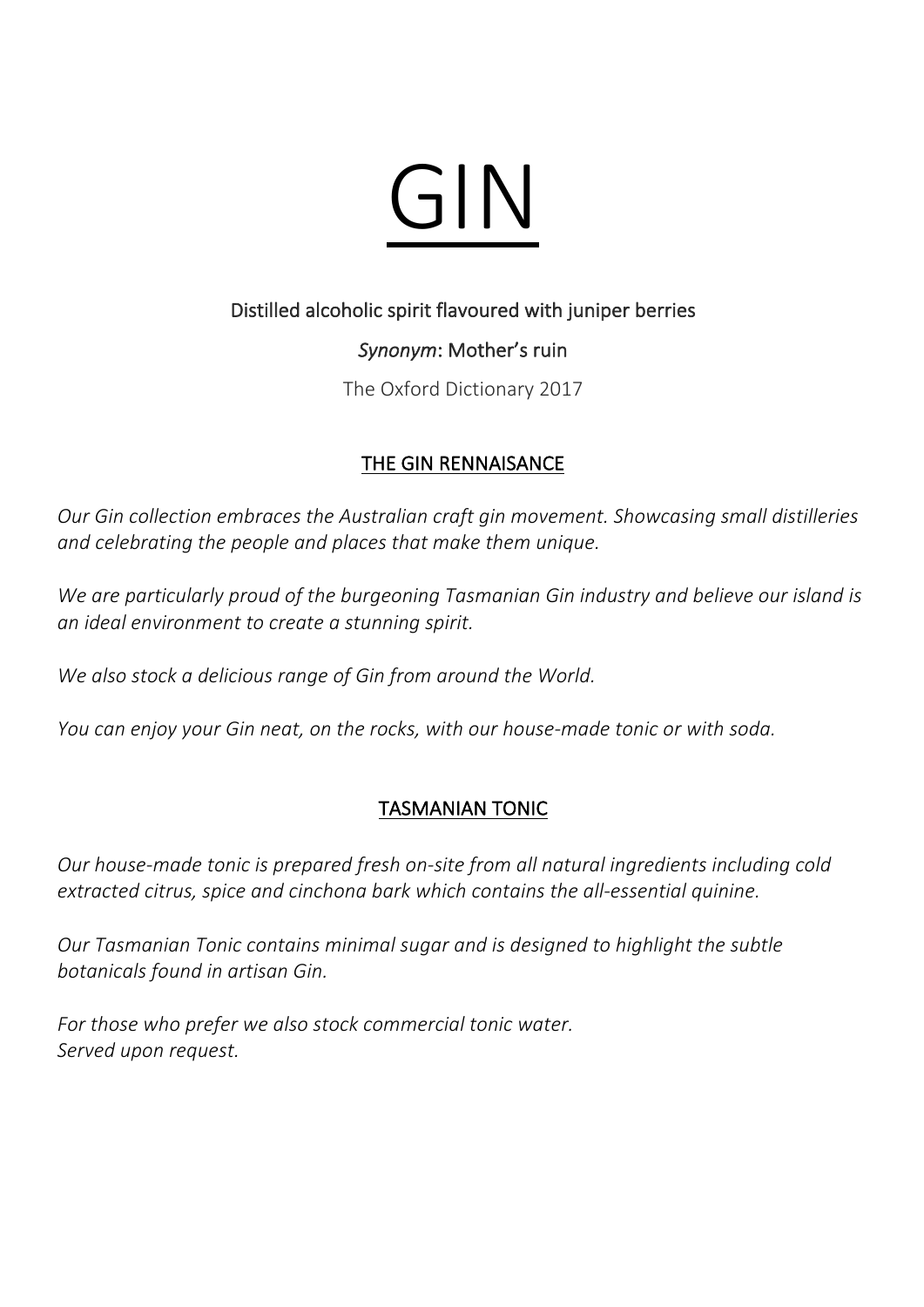# GIN

Distilled alcoholic spirit flavoured with juniper berries

*Synonym*: Mother's ruin

The Oxford Dictionary 2017

## THE GIN RENNAISANCE

*Our Gin collection embraces the Australian craft gin movement. Showcasing small distilleries and celebrating the people and places that make them unique.*

*We are particularly proud of the burgeoning Tasmanian Gin industry and believe our island is an ideal environment to create a stunning spirit.*

*We also stock a delicious range of Gin from around the World.*

*You can enjoy your Gin neat, on the rocks, with our house-made tonic or with soda.*

## TASMANIAN TONIC

*Our house-made tonic is prepared fresh on-site from all natural ingredients including cold extracted citrus, spice and cinchona bark which contains the all-essential quinine.*

*Our Tasmanian Tonic contains minimal sugar and is designed to highlight the subtle botanicals found in artisan Gin.*

*For those who prefer we also stock commercial tonic water.*
*Served upon request.*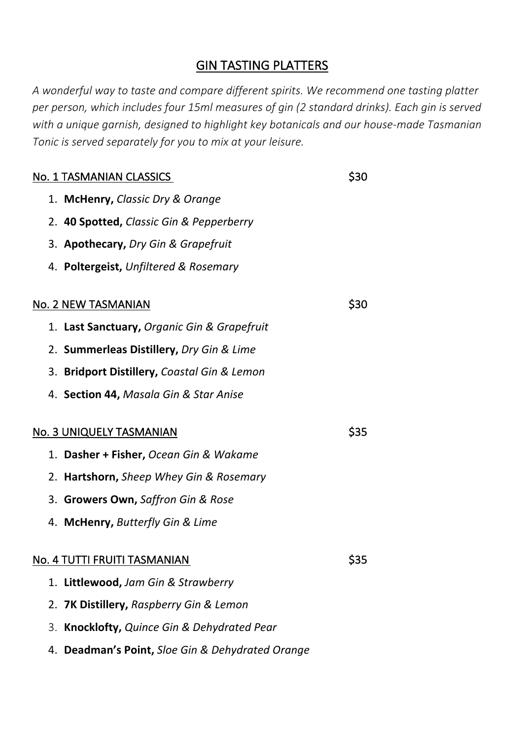# GIN TASTING PLATTERS

*A wonderful way to taste and compare different spirits. We recommend one tasting platter per person, which includes four 15ml measures of gin (2 standard drinks). Each gin is served with a unique garnish, designed to highlight key botanicals and our house-made Tasmanian Tonic is served separately for you to mix at your leisure.*

## No. 1 TASMANIAN CLASSICS — $30

1. **McHenry,** *Classic Dry & Orange*
2. **40 Spotted,** *Classic Gin & Pepperberry*
3. **Apothecary,** *Dry Gin & Grapefruit*
4. **Poltergeist,** *Unfiltered & Rosemary*

## No. 2 NEW TASMANIAN — $30

1. **Last Sanctuary,** *Organic Gin & Grapefruit*
2. **Summerleas Distillery,** *Dry Gin & Lime*
3. **Bridport Distillery,** *Coastal Gin & Lemon*
4. **Section 44,** *Masala Gin & Star Anise*

## No. 3 UNIQUELY TASMANIAN — $35

1. **Dasher + Fisher,** *Ocean Gin & Wakame*
2. **Hartshorn,** *Sheep Whey Gin & Rosemary*
3. **Growers Own,** *Saffron Gin & Rose*
4. **McHenry,** *Butterfly Gin & Lime*

## No. 4 TUTTI FRUITI TASMANIAN — $35

1. **Littlewood,** *Jam Gin & Strawberry*
2. **7K Distillery,** *Raspberry Gin & Lemon*
3. **Knocklofty,** *Quince Gin & Dehydrated Pear*
4. **Deadman's Point,** *Sloe Gin & Dehydrated Orange*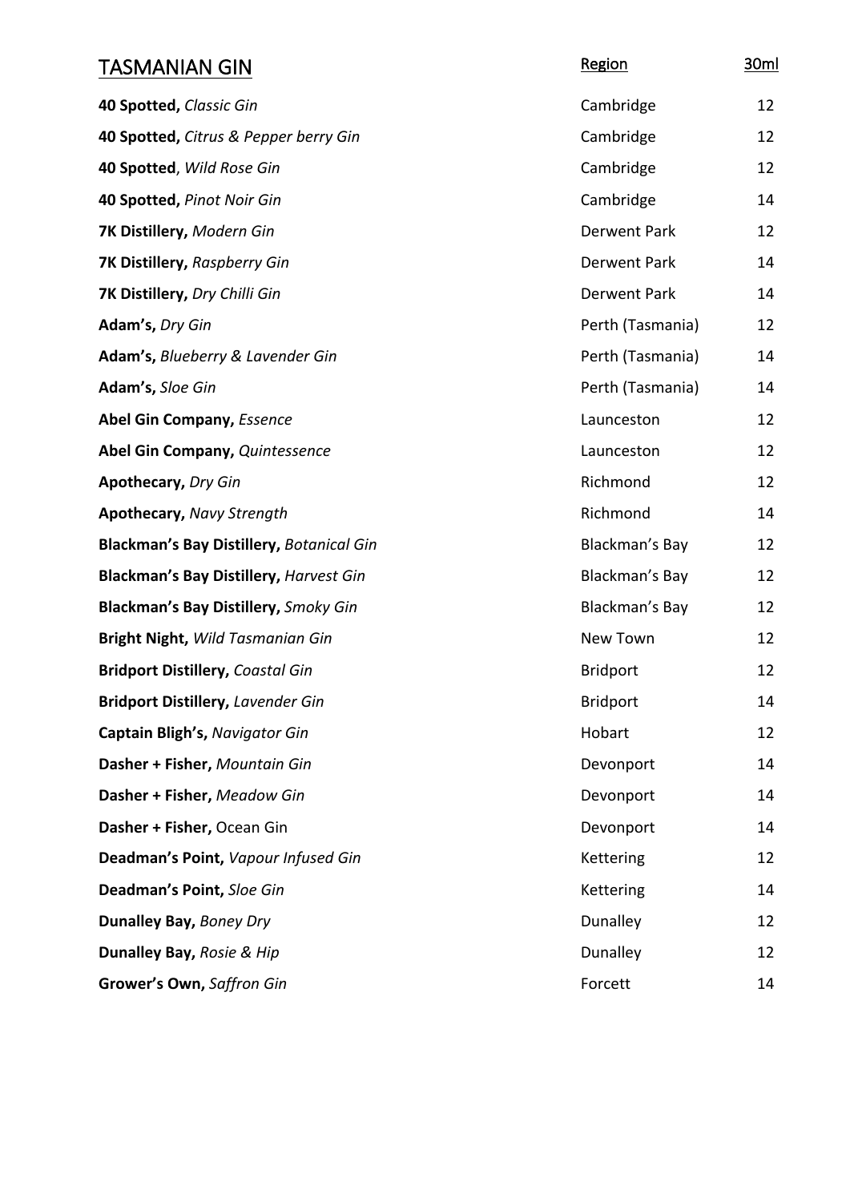# TASMANIAN GIN

| | Region | 30ml |
|---|---|---|
| **40 Spotted,** *Classic Gin* | Cambridge | 12 |
| **40 Spotted,** *Citrus & Pepper berry Gin* | Cambridge | 12 |
| **40 Spotted**, *Wild Rose Gin* | Cambridge | 12 |
| **40 Spotted,** *Pinot Noir Gin* | Cambridge | 14 |
| **7K Distillery,** *Modern Gin* | Derwent Park | 12 |
| **7K Distillery,** *Raspberry Gin* | Derwent Park | 14 |
| **7K Distillery,** *Dry Chilli Gin* | Derwent Park | 14 |
| **Adam's,** *Dry Gin* | Perth (Tasmania) | 12 |
| **Adam's,** *Blueberry & Lavender Gin* | Perth (Tasmania) | 14 |
| **Adam's,** *Sloe Gin* | Perth (Tasmania) | 14 |
| **Abel Gin Company,** *Essence* | Launceston | 12 |
| **Abel Gin Company,** *Quintessence* | Launceston | 12 |
| **Apothecary,** *Dry Gin* | Richmond | 12 |
| **Apothecary,** *Navy Strength* | Richmond | 14 |
| **Blackman's Bay Distillery,** *Botanical Gin* | Blackman's Bay | 12 |
| **Blackman's Bay Distillery,** *Harvest Gin* | Blackman's Bay | 12 |
| **Blackman's Bay Distillery,** *Smoky Gin* | Blackman's Bay | 12 |
| **Bright Night,** *Wild Tasmanian Gin* | New Town | 12 |
| **Bridport Distillery,** *Coastal Gin* | Bridport | 12 |
| **Bridport Distillery,** *Lavender Gin* | Bridport | 14 |
| **Captain Bligh's,** *Navigator Gin* | Hobart | 12 |
| **Dasher + Fisher,** *Mountain Gin* | Devonport | 14 |
| **Dasher + Fisher,** *Meadow Gin* | Devonport | 14 |
| **Dasher + Fisher,** Ocean Gin | Devonport | 14 |
| **Deadman's Point,** *Vapour Infused Gin* | Kettering | 12 |
| **Deadman's Point,** *Sloe Gin* | Kettering | 14 |
| **Dunalley Bay,** *Boney Dry* | Dunalley | 12 |
| **Dunalley Bay,** *Rosie & Hip* | Dunalley | 12 |
| **Grower's Own,** *Saffron Gin* | Forcett | 14 |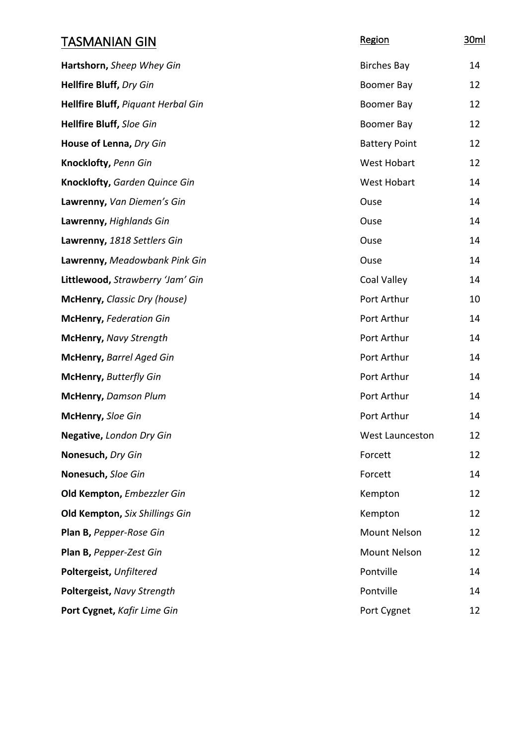## TASMANIAN GIN

| | Region | 30ml |
|---|---|---|
| **Hartshorn,** *Sheep Whey Gin* | Birches Bay | 14 |
| **Hellfire Bluff,** *Dry Gin* | Boomer Bay | 12 |
| **Hellfire Bluff,** *Piquant Herbal Gin* | Boomer Bay | 12 |
| **Hellfire Bluff,** *Sloe Gin* | Boomer Bay | 12 |
| **House of Lenna,** *Dry Gin* | Battery Point | 12 |
| **Knocklofty,** *Penn Gin* | West Hobart | 12 |
| **Knocklofty,** *Garden Quince Gin* | West Hobart | 14 |
| **Lawrenny,** *Van Diemen's Gin* | Ouse | 14 |
| **Lawrenny,** *Highlands Gin* | Ouse | 14 |
| **Lawrenny,** *1818 Settlers Gin* | Ouse | 14 |
| **Lawrenny,** *Meadowbank Pink Gin* | Ouse | 14 |
| **Littlewood,** *Strawberry 'Jam' Gin* | Coal Valley | 14 |
| **McHenry,** *Classic Dry (house)* | Port Arthur | 10 |
| **McHenry,** *Federation Gin* | Port Arthur | 14 |
| **McHenry,** *Navy Strength* | Port Arthur | 14 |
| **McHenry,** *Barrel Aged Gin* | Port Arthur | 14 |
| **McHenry,** *Butterfly Gin* | Port Arthur | 14 |
| **McHenry,** *Damson Plum* | Port Arthur | 14 |
| **McHenry,** *Sloe Gin* | Port Arthur | 14 |
| **Negative,** *London Dry Gin* | West Launceston | 12 |
| **Nonesuch,** *Dry Gin* | Forcett | 12 |
| **Nonesuch,** *Sloe Gin* | Forcett | 14 |
| **Old Kempton,** *Embezzler Gin* | Kempton | 12 |
| **Old Kempton,** *Six Shillings Gin* | Kempton | 12 |
| **Plan B,** *Pepper-Rose Gin* | Mount Nelson | 12 |
| **Plan B,** *Pepper-Zest Gin* | Mount Nelson | 12 |
| **Poltergeist,** *Unfiltered* | Pontville | 14 |
| **Poltergeist,** *Navy Strength* | Pontville | 14 |
| **Port Cygnet,** *Kafir Lime Gin* | Port Cygnet | 12 |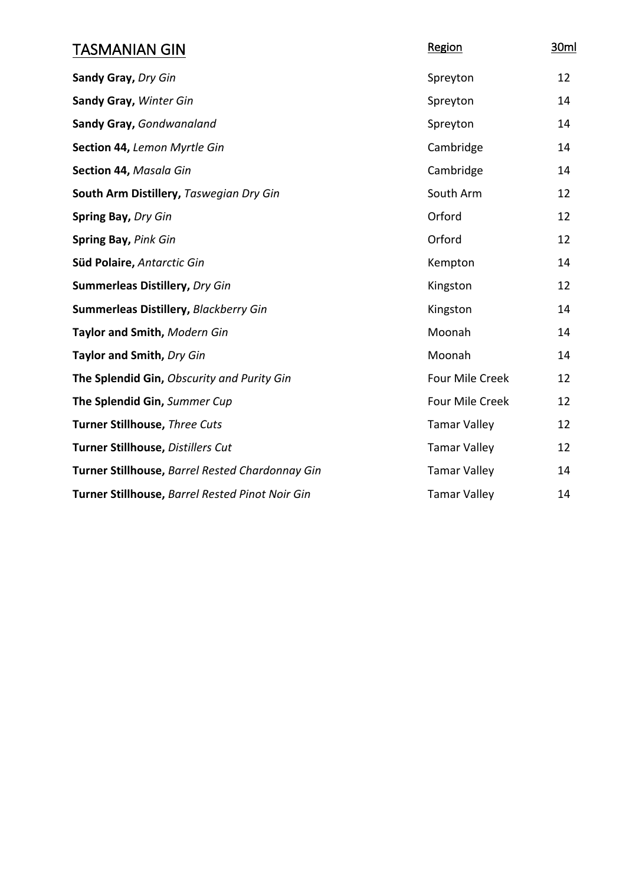## TASMANIAN GIN

| | Region | 30ml |
|---|---|---|
| **Sandy Gray,** *Dry Gin* | Spreyton | 12 |
| **Sandy Gray,** *Winter Gin* | Spreyton | 14 |
| **Sandy Gray,** *Gondwanaland* | Spreyton | 14 |
| **Section 44,** *Lemon Myrtle Gin* | Cambridge | 14 |
| **Section 44,** *Masala Gin* | Cambridge | 14 |
| **South Arm Distillery,** *Taswegian Dry Gin* | South Arm | 12 |
| **Spring Bay,** *Dry Gin* | Orford | 12 |
| **Spring Bay,** *Pink Gin* | Orford | 12 |
| **Süd Polaire,** *Antarctic Gin* | Kempton | 14 |
| **Summerleas Distillery,** *Dry Gin* | Kingston | 12 |
| **Summerleas Distillery,** *Blackberry Gin* | Kingston | 14 |
| **Taylor and Smith,** *Modern Gin* | Moonah | 14 |
| **Taylor and Smith,** *Dry Gin* | Moonah | 14 |
| **The Splendid Gin,** *Obscurity and Purity Gin* | Four Mile Creek | 12 |
| **The Splendid Gin,** *Summer Cup* | Four Mile Creek | 12 |
| **Turner Stillhouse,** *Three Cuts* | Tamar Valley | 12 |
| **Turner Stillhouse,** *Distillers Cut* | Tamar Valley | 12 |
| **Turner Stillhouse,** *Barrel Rested Chardonnay Gin* | Tamar Valley | 14 |
| **Turner Stillhouse,** *Barrel Rested Pinot Noir Gin* | Tamar Valley | 14 |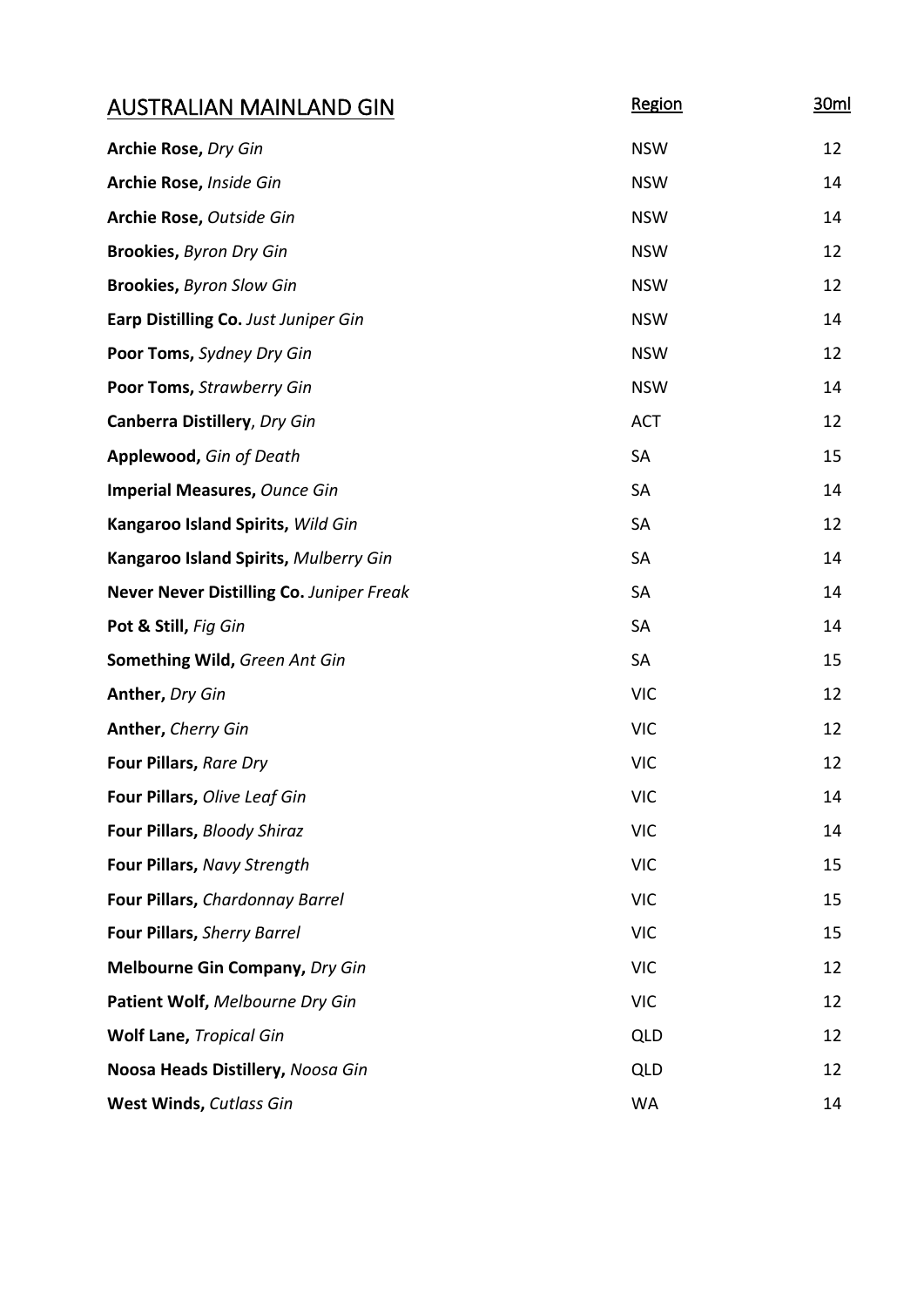| AUSTRALIAN MAINLAND GIN | Region | 30ml |
|---|---|---|
| **Archie Rose,** *Dry Gin* | NSW | 12 |
| **Archie Rose,** *Inside Gin* | NSW | 14 |
| **Archie Rose,** *Outside Gin* | NSW | 14 |
| **Brookies,** *Byron Dry Gin* | NSW | 12 |
| **Brookies,** *Byron Slow Gin* | NSW | 12 |
| **Earp Distilling Co.** *Just Juniper Gin* | NSW | 14 |
| **Poor Toms,** *Sydney Dry Gin* | NSW | 12 |
| **Poor Toms,** *Strawberry Gin* | NSW | 14 |
| **Canberra Distillery**, *Dry Gin* | ACT | 12 |
| **Applewood,** *Gin of Death* | SA | 15 |
| **Imperial Measures,** *Ounce Gin* | SA | 14 |
| **Kangaroo Island Spirits,** *Wild Gin* | SA | 12 |
| **Kangaroo Island Spirits,** *Mulberry Gin* | SA | 14 |
| **Never Never Distilling Co.** *Juniper Freak* | SA | 14 |
| **Pot & Still,** *Fig Gin* | SA | 14 |
| **Something Wild,** *Green Ant Gin* | SA | 15 |
| **Anther,** *Dry Gin* | VIC | 12 |
| **Anther,** *Cherry Gin* | VIC | 12 |
| **Four Pillars,** *Rare Dry* | VIC | 12 |
| **Four Pillars,** *Olive Leaf Gin* | VIC | 14 |
| **Four Pillars,** *Bloody Shiraz* | VIC | 14 |
| **Four Pillars,** *Navy Strength* | VIC | 15 |
| **Four Pillars,** *Chardonnay Barrel* | VIC | 15 |
| **Four Pillars,** *Sherry Barrel* | VIC | 15 |
| **Melbourne Gin Company,** *Dry Gin* | VIC | 12 |
| **Patient Wolf,** *Melbourne Dry Gin* | VIC | 12 |
| **Wolf Lane,** *Tropical Gin* | QLD | 12 |
| **Noosa Heads Distillery,** *Noosa Gin* | QLD | 12 |
| **West Winds,** *Cutlass Gin* | WA | 14 |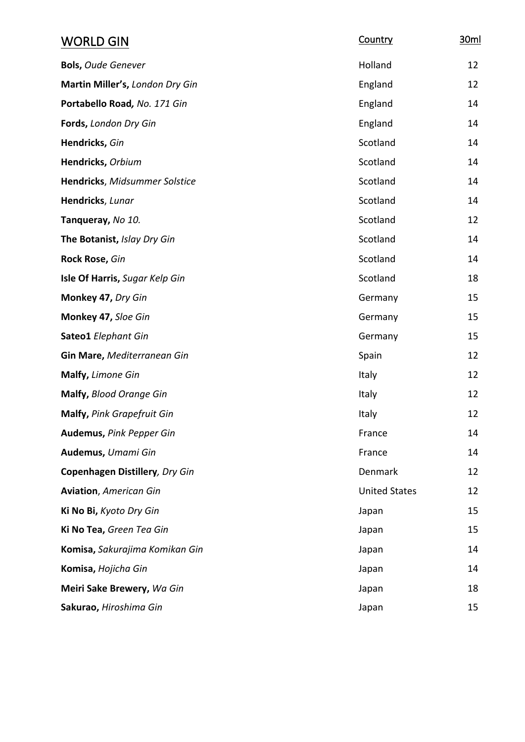| WORLD GIN | Country | 30ml |
|---|---|---|
| **Bols,** *Oude Genever* | Holland | 12 |
| **Martin Miller's,** *London Dry Gin* | England | 12 |
| **Portabello Road***, No. 171 Gin* | England | 14 |
| **Fords,** *London Dry Gin* | England | 14 |
| **Hendricks,** *Gin* | Scotland | 14 |
| **Hendricks,** *Orbium* | Scotland | 14 |
| **Hendricks**, *Midsummer Solstice* | Scotland | 14 |
| **Hendricks**, *Lunar* | Scotland | 14 |
| **Tanqueray,** *No 10.* | Scotland | 12 |
| **The Botanist,** *Islay Dry Gin* | Scotland | 14 |
| **Rock Rose,** *Gin* | Scotland | 14 |
| **Isle Of Harris,** *Sugar Kelp Gin* | Scotland | 18 |
| **Monkey 47,** *Dry Gin* | Germany | 15 |
| **Monkey 47,** *Sloe Gin* | Germany | 15 |
| **Sateo1** *Elephant Gin* | Germany | 15 |
| **Gin Mare,** *Mediterranean Gin* | Spain | 12 |
| **Malfy,** *Limone Gin* | Italy | 12 |
| **Malfy,** *Blood Orange Gin* | Italy | 12 |
| **Malfy,** *Pink Grapefruit Gin* | Italy | 12 |
| **Audemus,** *Pink Pepper Gin* | France | 14 |
| **Audemus,** *Umami Gin* | France | 14 |
| **Copenhagen Distillery***, Dry Gin* | Denmark | 12 |
| **Aviation**, *American Gin* | United States | 12 |
| **Ki No Bi,** *Kyoto Dry Gin* | Japan | 15 |
| **Ki No Tea,** *Green Tea Gin* | Japan | 15 |
| **Komisa,** *Sakurajima Komikan Gin* | Japan | 14 |
| **Komisa,** *Hojicha Gin* | Japan | 14 |
| **Meiri Sake Brewery,** *Wa Gin* | Japan | 18 |
| **Sakurao,** *Hiroshima Gin* | Japan | 15 |